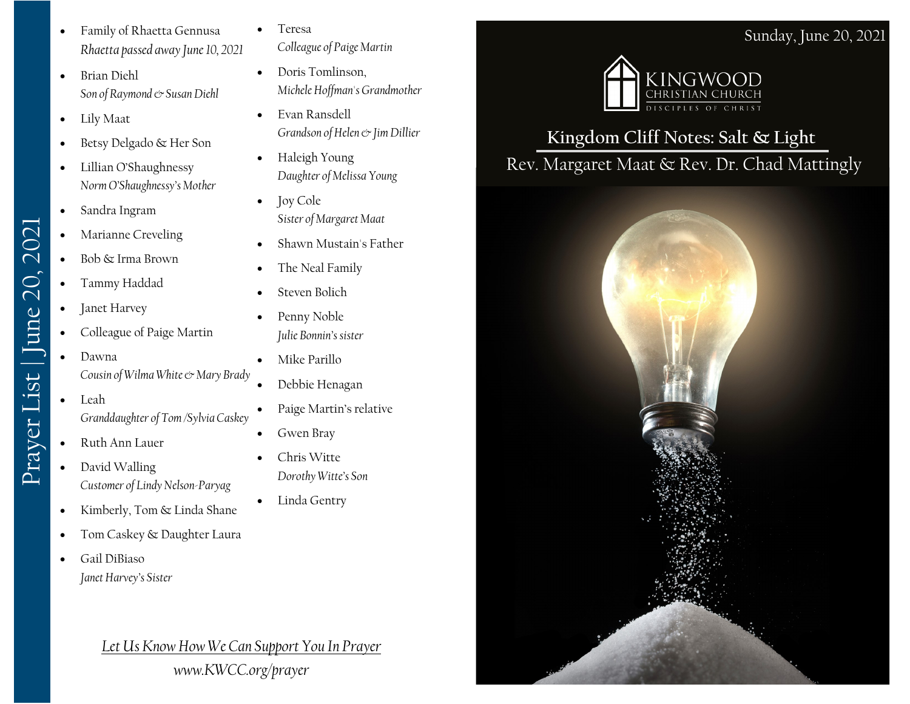# Prayer List | June 20, 2021

- Family of Rhaetta Gennusa
  *Rhaetta passed away June 10, 2021*
- Brian Diehl
  *Son of Raymond & Susan Diehl*
- Lily Maat
- Betsy Delgado & Her Son
- Lillian O'Shaughnessy
  *Norm O'Shaughnessy's Mother*
- Sandra Ingram
- Marianne Creveling
- Bob & Irma Brown
- Tammy Haddad
- Janet Harvey
- Colleague of Paige Martin
- Dawna
  *Cousin of Wilma White & Mary Brady*
- Leah
  *Granddaughter of Tom /Sylvia Caskey*
- Ruth Ann Lauer
- David Walling
  *Customer of Lindy Nelson-Paryag*
- Kimberly, Tom & Linda Shane
- Tom Caskey & Daughter Laura
- Gail DiBiaso
  *Janet Harvey's Sister*
- Teresa
  *Colleague of Paige Martin*
- Doris Tomlinson,
  *Michele Hoffman's Grandmother*
- Evan Ransdell
  *Grandson of Helen & Jim Dillier*
- Haleigh Young
  *Daughter of Melissa Young*
- Joy Cole
  *Sister of Margaret Maat*
- Shawn Mustain's Father
- The Neal Family
- Steven Bolich
- Penny Noble
  *Julie Bonnin's sister*
- Mike Parillo
- Debbie Henagan
- Paige Martin's relative
- Gwen Bray
- Chris Witte
  *Dorothy Witte's Son*
- Linda Gentry

*Let Us Know How We Can Support You In Prayer*
*www.KWCC.org/prayer*

Sunday, June 20, 2021

KINGWOOD CHRISTIAN CHURCH
DISCIPLES OF CHRIST

## Kingdom Cliff Notes: Salt & Light

Rev. Margaret Maat & Rev. Dr. Chad Mattingly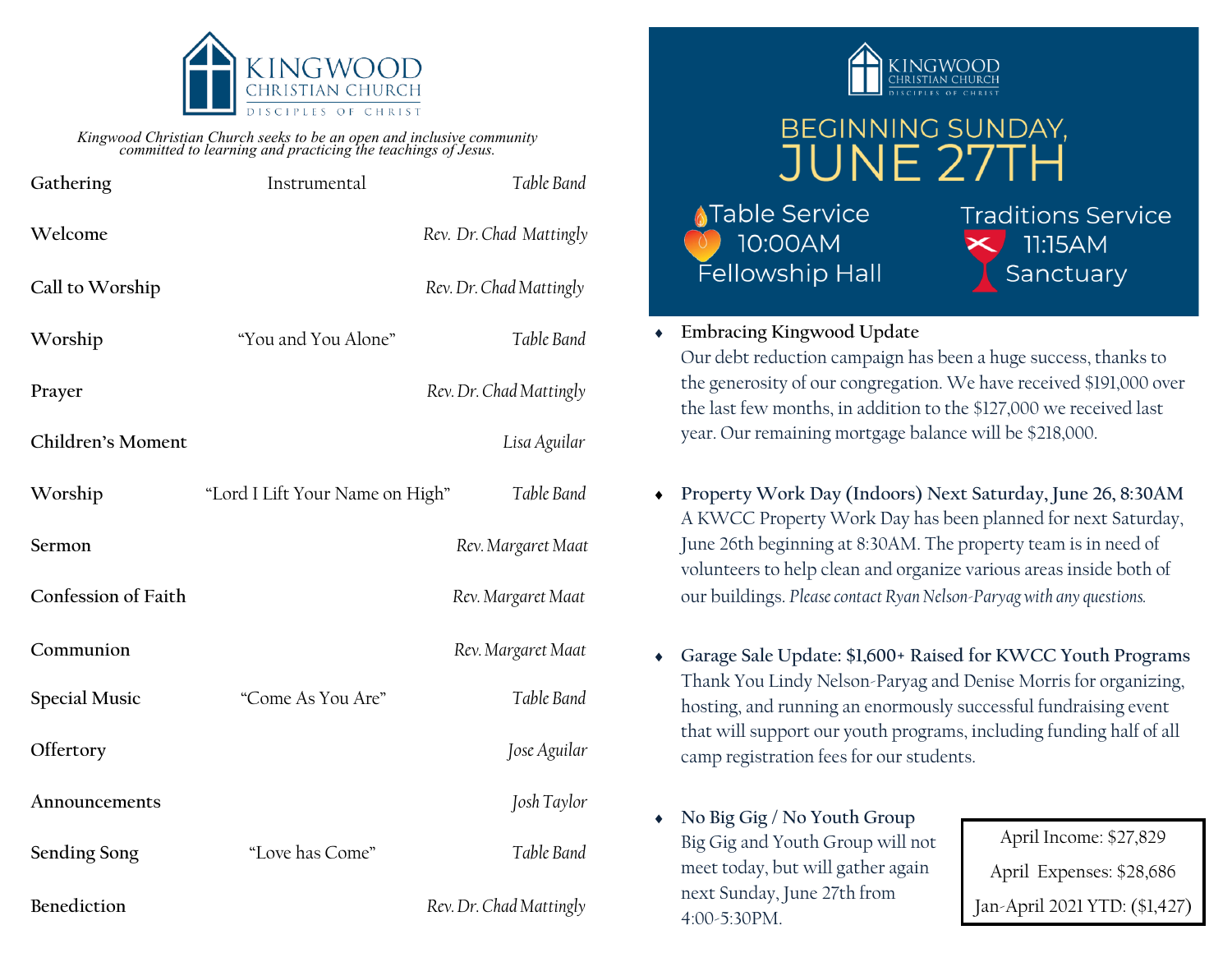# KINGWOOD CHRISTIAN CHURCH

DISCIPLES OF CHRIST

*Kingwood Christian Church seeks to be an open and inclusive community committed to learning and practicing the teachings of Jesus.*

| | | |
|---|---|---|
| Gathering | Instrumental | *Table Band* |
| Welcome | | *Rev. Dr. Chad Mattingly* |
| Call to Worship | | *Rev. Dr. Chad Mattingly* |
| Worship | "You and You Alone" | *Table Band* |
| Prayer | | *Rev. Dr. Chad Mattingly* |
| Children's Moment | | *Lisa Aguilar* |
| Worship | "Lord I Lift Your Name on High" | *Table Band* |
| Sermon | | *Rev. Margaret Maat* |
| Confession of Faith | | *Rev. Margaret Maat* |
| Communion | | *Rev. Margaret Maat* |
| Special Music | "Come As You Are" | *Table Band* |
| Offertory | | *Jose Aguilar* |
| Announcements | | *Josh Taylor* |
| Sending Song | "Love has Come" | *Table Band* |
| Benediction | | *Rev. Dr. Chad Mattingly* |

KINGWOOD CHRISTIAN CHURCH DISCIPLES OF CHRIST

## BEGINNING SUNDAY, JUNE 27TH

**Table Service**
10:00AM
Fellowship Hall

**Traditions Service**
11:15AM
Sanctuary

- **Embracing Kingwood Update**
  Our debt reduction campaign has been a huge success, thanks to the generosity of our congregation. We have received $191,000 over the last few months, in addition to the $127,000 we received last year. Our remaining mortgage balance will be $218,000.

- **Property Work Day (Indoors) Next Saturday, June 26, 8:30AM**
  A KWCC Property Work Day has been planned for next Saturday, June 26th beginning at 8:30AM. The property team is in need of volunteers to help clean and organize various areas inside both of our buildings. *Please contact Ryan Nelson-Paryag with any questions.*

- **Garage Sale Update: $1,600+ Raised for KWCC Youth Programs**
  Thank You Lindy Nelson-Paryag and Denise Morris for organizing, hosting, and running an enormously successful fundraising event that will support our youth programs, including funding half of all camp registration fees for our students.

- **No Big Gig / No Youth Group**
  Big Gig and Youth Group will not meet today, but will gather again next Sunday, June 27th from 4:00-5:30PM.

April Income: $27,829
April Expenses: $28,686
Jan-April 2021 YTD: ($1,427)